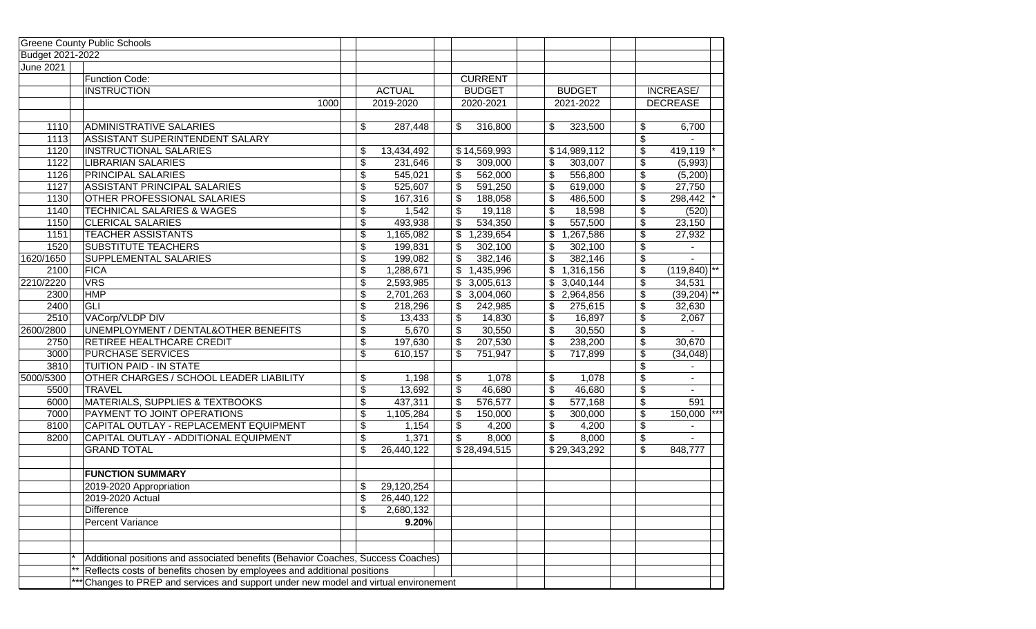Greene County Public Schools

Budget 2021-2022

June 2021

| Code | Function Code: INSTRUCTION 1000 | ACTUAL 2019-2020 | CURRENT BUDGET 2020-2021 | BUDGET 2021-2022 | INCREASE/ DECREASE | |
|---|---|---|---|---|---|---|
| 1110 | ADMINISTRATIVE SALARIES | $ 287,448 | $ 316,800 | $ 323,500 | $ 6,700 | |
| 1113 | ASSISTANT SUPERINTENDENT SALARY | | | | $ - | |
| 1120 | INSTRUCTIONAL SALARIES | $ 13,434,492 | $14,569,993 | $14,989,112 | $ 419,119 | * |
| 1122 | LIBRARIAN SALARIES | $ 231,646 | $ 309,000 | $ 303,007 | $ (5,993) | |
| 1126 | PRINCIPAL SALARIES | $ 545,021 | $ 562,000 | $ 556,800 | $ (5,200) | |
| 1127 | ASSISTANT PRINCIPAL SALARIES | $ 525,607 | $ 591,250 | $ 619,000 | $ 27,750 | |
| 1130 | OTHER PROFESSIONAL SALARIES | $ 167,316 | $ 188,058 | $ 486,500 | $ 298,442 | * |
| 1140 | TECHNICAL SALARIES & WAGES | $ 1,542 | $ 19,118 | $ 18,598 | $ (520) | |
| 1150 | CLERICAL SALARIES | $ 493,938 | $ 534,350 | $ 557,500 | $ 23,150 | |
| 1151 | TEACHER ASSISTANTS | $ 1,165,082 | $ 1,239,654 | $ 1,267,586 | $ 27,932 | |
| 1520 | SUBSTITUTE TEACHERS | $ 199,831 | $ 302,100 | $ 302,100 | $ - | |
| 1620/1650 | SUPPLEMENTAL SALARIES | $ 199,082 | $ 382,146 | $ 382,146 | $ - | |
| 2100 | FICA | $ 1,288,671 | $ 1,435,996 | $ 1,316,156 | $ (119,840) | ** |
| 2210/2220 | VRS | $ 2,593,985 | $ 3,005,613 | $ 3,040,144 | $ 34,531 | |
| 2300 | HMP | $ 2,701,263 | $ 3,004,060 | $ 2,964,856 | $ (39,204) | ** |
| 2400 | GLI | $ 218,296 | $ 242,985 | $ 275,615 | $ 32,630 | |
| 2510 | VACorp/VLDP DIV | $ 13,433 | $ 14,830 | $ 16,897 | $ 2,067 | |
| 2600/2800 | UNEMPLOYMENT / DENTAL&OTHER BENEFITS | $ 5,670 | $ 30,550 | $ 30,550 | $ - | |
| 2750 | RETIREE HEALTHCARE CREDIT | $ 197,630 | $ 207,530 | $ 238,200 | $ 30,670 | |
| 3000 | PURCHASE SERVICES | $ 610,157 | $ 751,947 | $ 717,899 | $ (34,048) | |
| 3810 | TUITION PAID - IN STATE | | | | $ - | |
| 5000/5300 | OTHER CHARGES / SCHOOL LEADER LIABILITY | $ 1,198 | $ 1,078 | $ 1,078 | $ - | |
| 5500 | TRAVEL | $ 13,692 | $ 46,680 | $ 46,680 | $ - | |
| 6000 | MATERIALS, SUPPLIES & TEXTBOOKS | $ 437,311 | $ 576,577 | $ 577,168 | $ 591 | |
| 7000 | PAYMENT TO JOINT OPERATIONS | $ 1,105,284 | $ 150,000 | $ 300,000 | $ 150,000 | *** |
| 8100 | CAPITAL OUTLAY - REPLACEMENT EQUIPMENT | $ 1,154 | $ 4,200 | $ 4,200 | $ - | |
| 8200 | CAPITAL OUTLAY - ADDITIONAL EQUIPMENT | $ 1,371 | $ 8,000 | $ 8,000 | $ - | |
| | GRAND TOTAL | $ 26,440,122 | $28,494,515 | $29,343,292 | $ 848,777 | |

**FUNCTION SUMMARY**

| | |
|---|---|
| 2019-2020 Appropriation | $ 29,120,254 |
| 2019-2020 Actual | $ 26,440,122 |
| Difference | $ 2,680,132 |
| Percent Variance | **9.20%** |

\* Additional positions and associated benefits (Behavior Coaches, Success Coaches)

\*\* Reflects costs of benefits chosen by employees and additional positions

\*\*\* Changes to PREP and services and support under new model and virtual environement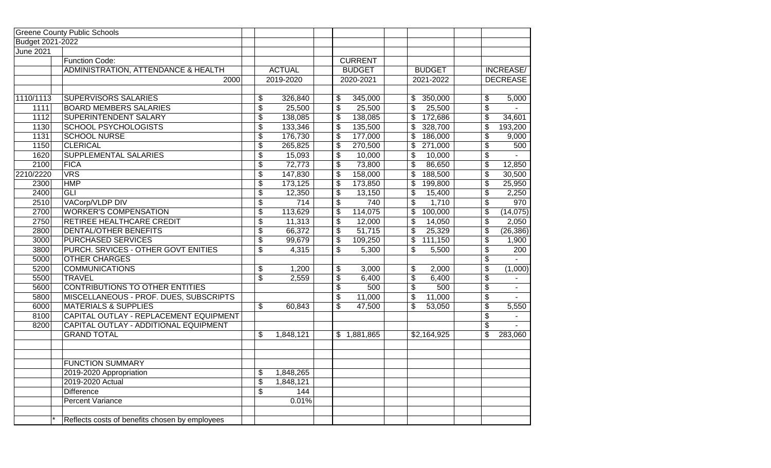| Greene County Public Schools | | | | | |
|---|---|---|---|---|---|
| Budget 2021-2022 | | | | | |
| June 2021 | | | | | |
| | Function Code: | | CURRENT | | |
| | ADMINISTRATION, ATTENDANCE & HEALTH | ACTUAL | BUDGET | BUDGET | INCREASE/ |
| | 2000 | 2019-2020 | 2020-2021 | 2021-2022 | DECREASE |
| 1110/1113 | SUPERVISORS SALARIES | $ 326,840 | $ 345,000 | $ 350,000 | $ 5,000 |
| 1111 | BOARD MEMBERS SALARIES | $ 25,500 | $ 25,500 | $ 25,500 | $ - |
| 1112 | SUPERINTENDENT SALARY | $ 138,085 | $ 138,085 | $ 172,686 | $ 34,601 |
| 1130 | SCHOOL PSYCHOLOGISTS | $ 133,346 | $ 135,500 | $ 328,700 | $ 193,200 |
| 1131 | SCHOOL NURSE | $ 176,730 | $ 177,000 | $ 186,000 | $ 9,000 |
| 1150 | CLERICAL | $ 265,825 | $ 270,500 | $ 271,000 | $ 500 |
| 1620 | SUPPLEMENTAL SALARIES | $ 15,093 | $ 10,000 | $ 10,000 | $ - |
| 2100 | FICA | $ 72,773 | $ 73,800 | $ 86,650 | $ 12,850 |
| 2210/2220 | VRS | $ 147,830 | $ 158,000 | $ 188,500 | $ 30,500 |
| 2300 | HMP | $ 173,125 | $ 173,850 | $ 199,800 | $ 25,950 |
| 2400 | GLI | $ 12,350 | $ 13,150 | $ 15,400 | $ 2,250 |
| 2510 | VACorp/VLDP DIV | $ 714 | $ 740 | $ 1,710 | $ 970 |
| 2700 | WORKER'S COMPENSATION | $ 113,629 | $ 114,075 | $ 100,000 | $ (14,075) |
| 2750 | RETIREE HEALTHCARE CREDIT | $ 11,313 | $ 12,000 | $ 14,050 | $ 2,050 |
| 2800 | DENTAL/OTHER BENEFITS | $ 66,372 | $ 51,715 | $ 25,329 | $ (26,386) |
| 3000 | PURCHASED SERVICES | $ 99,679 | $ 109,250 | $ 111,150 | $ 1,900 |
| 3800 | PURCH. SRVICES - OTHER GOVT ENITIES | $ 4,315 | $ 5,300 | $ 5,500 | $ 200 |
| 5000 | OTHER CHARGES | | | | $ - |
| 5200 | COMMUNICATIONS | $ 1,200 | $ 3,000 | $ 2,000 | $ (1,000) |
| 5500 | TRAVEL | $ 2,559 | $ 6,400 | $ 6,400 | $ - |
| 5600 | CONTRIBUTIONS TO OTHER ENTITIES | | $ 500 | $ 500 | $ - |
| 5800 | MISCELLANEOUS - PROF. DUES, SUBSCRIPTS | | $ 11,000 | $ 11,000 | $ - |
| 6000 | MATERIALS & SUPPLIES | $ 60,843 | $ 47,500 | $ 53,050 | $ 5,550 |
| 8100 | CAPITAL OUTLAY - REPLACEMENT EQUIPMENT | | | | $ - |
| 8200 | CAPITAL OUTLAY - ADDITIONAL EQUIPMENT | | | | $ - |
| | GRAND TOTAL | $ 1,848,121 | $ 1,881,865 | $2,164,925 | $ 283,060 |
| | | | | | |
| | FUNCTION SUMMARY | | | | |
| | 2019-2020 Appropriation | $ 1,848,265 | | | |
| | 2019-2020 Actual | $ 1,848,121 | | | |
| | Difference | $ 144 | | | |
| | Percent Variance | 0.01% | | | |
| | | | | | |
| * | Reflects costs of benefits chosen by employees | | | | |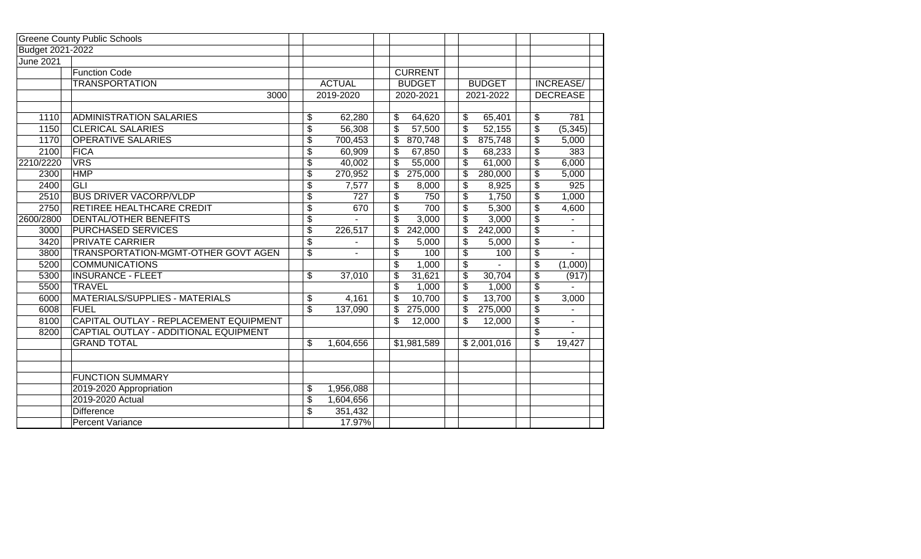Greene County Public Schools
Budget 2021-2022
June 2021

| | Function Code | | | | |
|---|---|---|---|---|---|
| | TRANSPORTATION | ACTUAL | CURRENT BUDGET | BUDGET | INCREASE/ |
| | 3000 | 2019-2020 | 2020-2021 | 2021-2022 | DECREASE |
| 1110 | ADMINISTRATION SALARIES | $ 62,280 | $ 64,620 | $ 65,401 | $ 781 |
| 1150 | CLERICAL SALARIES | $ 56,308 | $ 57,500 | $ 52,155 | $ (5,345) |
| 1170 | OPERATIVE SALARIES | $ 700,453 | $ 870,748 | $ 875,748 | $ 5,000 |
| 2100 | FICA | $ 60,909 | $ 67,850 | $ 68,233 | $ 383 |
| 2210/2220 | VRS | $ 40,002 | $ 55,000 | $ 61,000 | $ 6,000 |
| 2300 | HMP | $ 270,952 | $ 275,000 | $ 280,000 | $ 5,000 |
| 2400 | GLI | $ 7,577 | $ 8,000 | $ 8,925 | $ 925 |
| 2510 | BUS DRIVER VACORP/VLDP | $ 727 | $ 750 | $ 1,750 | $ 1,000 |
| 2750 | RETIREE HEALTHCARE CREDIT | $ 670 | $ 700 | $ 5,300 | $ 4,600 |
| 2600/2800 | DENTAL/OTHER BENEFITS | $ - | $ 3,000 | $ 3,000 | $ - |
| 3000 | PURCHASED SERVICES | $ 226,517 | $ 242,000 | $ 242,000 | $ - |
| 3420 | PRIVATE CARRIER | $ - | $ 5,000 | $ 5,000 | $ - |
| 3800 | TRANSPORTATION-MGMT-OTHER GOVT AGEN | $ - | $ 100 | $ 100 | $ - |
| 5200 | COMMUNICATIONS | | $ 1,000 | $ - | $ (1,000) |
| 5300 | INSURANCE - FLEET | $ 37,010 | $ 31,621 | $ 30,704 | $ (917) |
| 5500 | TRAVEL | | $ 1,000 | $ 1,000 | $ - |
| 6000 | MATERIALS/SUPPLIES - MATERIALS | $ 4,161 | $ 10,700 | $ 13,700 | $ 3,000 |
| 6008 | FUEL | $ 137,090 | $ 275,000 | $ 275,000 | $ - |
| 8100 | CAPITAL OUTLAY - REPLACEMENT EQUIPMENT | | $ 12,000 | $ 12,000 | $ - |
| 8200 | CAPTIAL OUTLAY - ADDITIONAL EQUIPMENT | | | | $ - |
| | GRAND TOTAL | $ 1,604,656 | $1,981,589 | $ 2,001,016 | $ 19,427 |
| | | | | | |
| | FUNCTION SUMMARY | | | | |
| | 2019-2020 Appropriation | $ 1,956,088 | | | |
| | 2019-2020 Actual | $ 1,604,656 | | | |
| | Difference | $ 351,432 | | | |
| | Percent Variance | 17.97% | | | |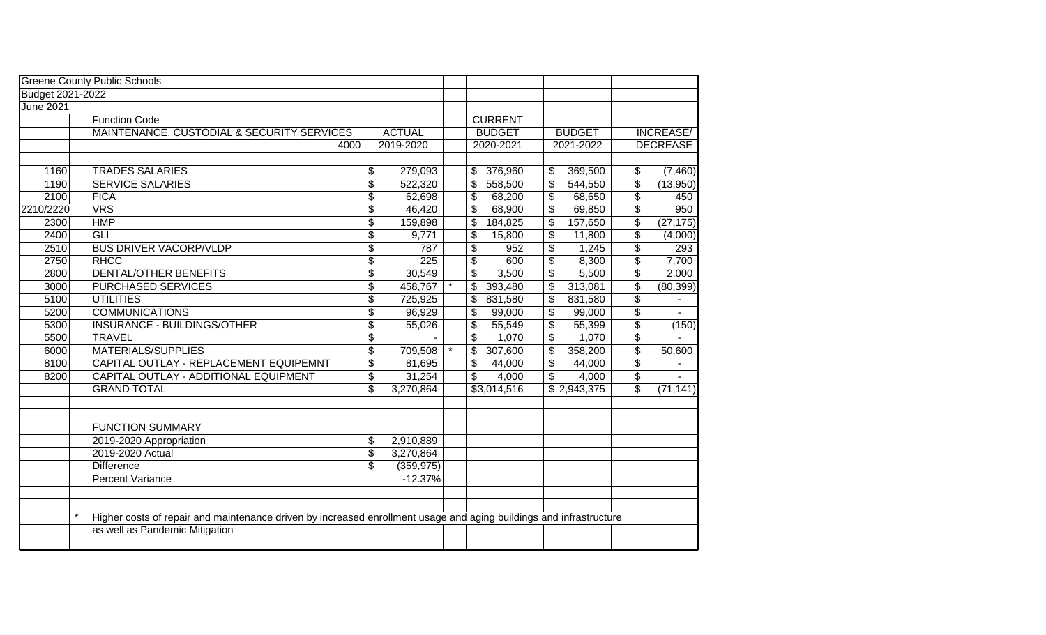Greene County Public Schools
Budget 2021-2022
June 2021

| | | Function Code | | | | | |
|---|---|---|---|---|---|---|---|
| | | MAINTENANCE, CUSTODIAL & SECURITY SERVICES | ACTUAL | | CURRENT BUDGET | BUDGET | INCREASE/ DECREASE |
| | | 4000 | 2019-2020 | | 2020-2021 | 2021-2022 | |
| 1160 | | TRADES SALARIES | $ 279,093 | | $ 376,960 | $ 369,500 | $ (7,460) |
| 1190 | | SERVICE SALARIES | $ 522,320 | | $ 558,500 | $ 544,550 | $ (13,950) |
| 2100 | | FICA | $ 62,698 | | $ 68,200 | $ 68,650 | $ 450 |
| 2210/2220 | | VRS | $ 46,420 | | $ 68,900 | $ 69,850 | $ 950 |
| 2300 | | HMP | $ 159,898 | | $ 184,825 | $ 157,650 | $ (27,175) |
| 2400 | | GLI | $ 9,771 | | $ 15,800 | $ 11,800 | $ (4,000) |
| 2510 | | BUS DRIVER VACORP/VLDP | $ 787 | | $ 952 | $ 1,245 | $ 293 |
| 2750 | | RHCC | $ 225 | | $ 600 | $ 8,300 | $ 7,700 |
| 2800 | | DENTAL/OTHER BENEFITS | $ 30,549 | | $ 3,500 | $ 5,500 | $ 2,000 |
| 3000 | | PURCHASED SERVICES | $ 458,767 | * | $ 393,480 | $ 313,081 | $ (80,399) |
| 5100 | | UTILITIES | $ 725,925 | | $ 831,580 | $ 831,580 | $ - |
| 5200 | | COMMUNICATIONS | $ 96,929 | | $ 99,000 | $ 99,000 | $ - |
| 5300 | | INSURANCE - BUILDINGS/OTHER | $ 55,026 | | $ 55,549 | $ 55,399 | $ (150) |
| 5500 | | TRAVEL | $ - | | $ 1,070 | $ 1,070 | $ - |
| 6000 | | MATERIALS/SUPPLIES | $ 709,508 | * | $ 307,600 | $ 358,200 | $ 50,600 |
| 8100 | | CAPITAL OUTLAY - REPLACEMENT EQUIPEMNT | $ 81,695 | | $ 44,000 | $ 44,000 | $ - |
| 8200 | | CAPITAL OUTLAY - ADDITIONAL EQUIPMENT | $ 31,254 | | $ 4,000 | $ 4,000 | $ - |
| | | GRAND TOTAL | $ 3,270,864 | | $3,014,516 | $ 2,943,375 | $ (71,141) |
| | | | | | | | |
| | | FUNCTION SUMMARY | | | | | |
| | | 2019-2020 Appropriation | $ 2,910,889 | | | | |
| | | 2019-2020 Actual | $ 3,270,864 | | | | |
| | | Difference | $ (359,975) | | | | |
| | | Percent Variance | -12.37% | | | | |

\* Higher costs of repair and maintenance driven by increased enrollment usage and aging buildings and infrastructure as well as Pandemic Mitigation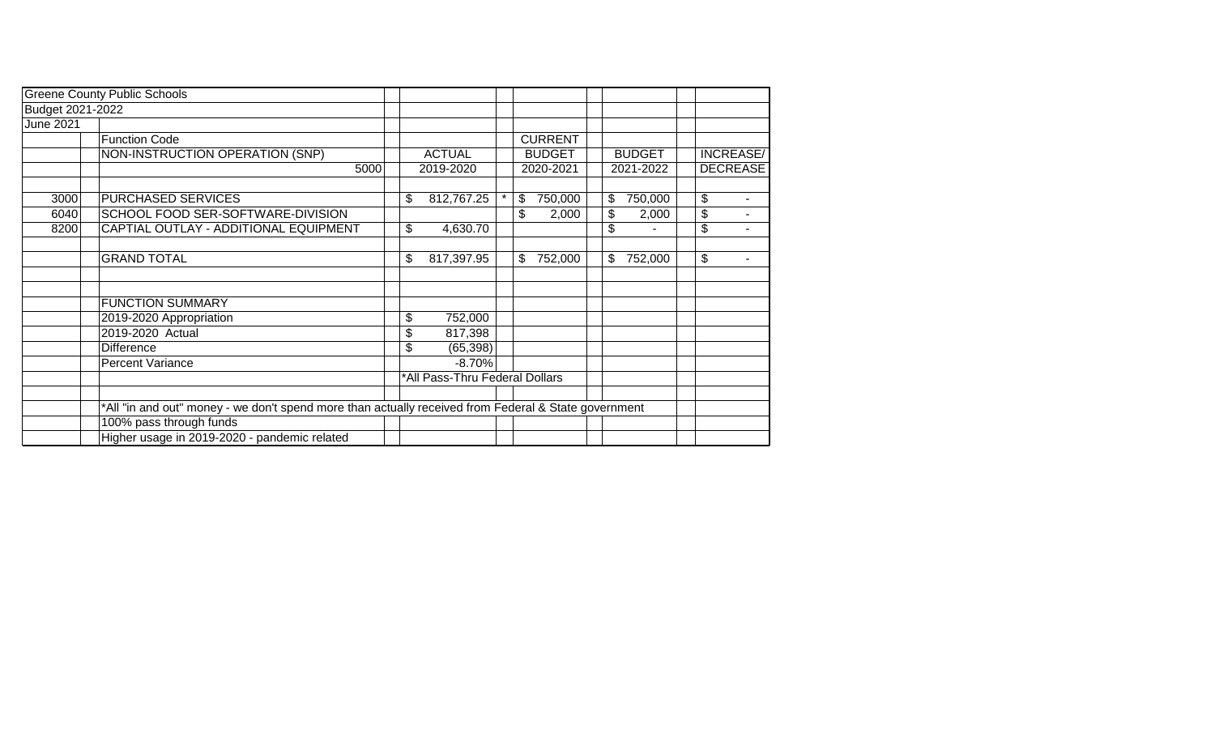| Greene County Public Schools | | | | | |
|---|---|---|---|---|---|
| Budget 2021-2022 | | | | | |
| June 2021 | | | | | |
| | Function Code | | CURRENT | | |
| | NON-INSTRUCTION OPERATION (SNP) | ACTUAL | BUDGET | BUDGET | INCREASE/ |
| | 5000 | 2019-2020 | 2020-2021 | 2021-2022 | DECREASE |
| | | | | | |
| 3000 | PURCHASED SERVICES | $ 812,767.25 * | $ 750,000 | $ 750,000 | $ - |
| 6040 | SCHOOL FOOD SER-SOFTWARE-DIVISION | | $ 2,000 | $ 2,000 | $ - |
| 8200 | CAPTIAL OUTLAY - ADDITIONAL EQUIPMENT | $ 4,630.70 | | $ - | $ - |
| | | | | | |
| | GRAND TOTAL | $ 817,397.95 | $ 752,000 | $ 752,000 | $ - |
| | | | | | |
| | | | | | |
| | FUNCTION SUMMARY | | | | |
| | 2019-2020 Appropriation | $ 752,000 | | | |
| | 2019-2020 Actual | $ 817,398 | | | |
| | Difference | $ (65,398) | | | |
| | Percent Variance | -8.70% | | | |
| | | *All Pass-Thru Federal Dollars | | | |
| | | | | | |
| | *All "in and out" money - we don't spend more than actually received from Federal & State government | | | | |
| | 100% pass through funds | | | | |
| | Higher usage in 2019-2020 - pandemic related | | | | |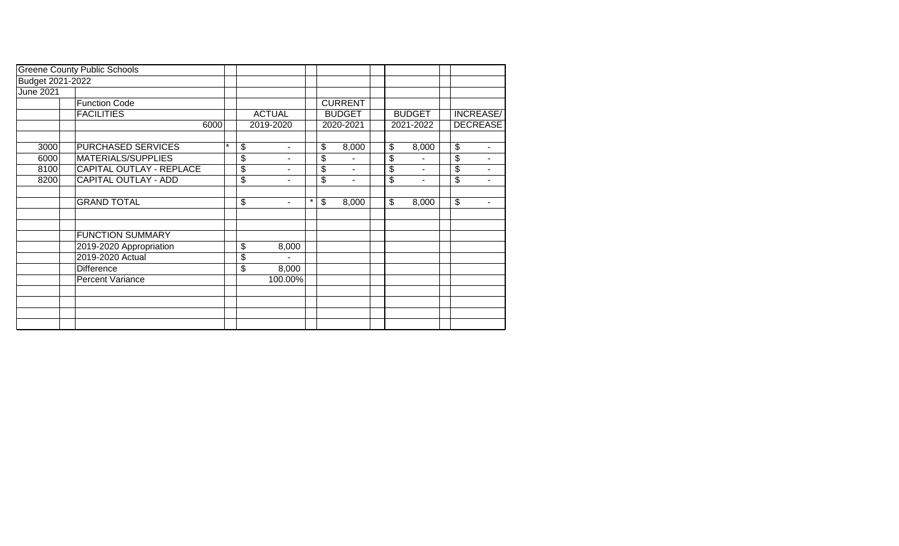Greene County Public Schools

Budget 2021-2022

June 2021

| | Function Code | | | | CURRENT | | |
|---|---|---|---|---|---|---|---|
| | FACILITIES | | ACTUAL | | BUDGET | BUDGET | INCREASE/ |
| | 6000 | | 2019-2020 | | 2020-2021 | 2021-2022 | DECREASE |
| 3000 | PURCHASED SERVICES | * | $ - | | $ 8,000 | $ 8,000 | $ - |
| 6000 | MATERIALS/SUPPLIES | | $ - | | $ - | $ - | $ - |
| 8100 | CAPITAL OUTLAY - REPLACE | | $ - | | $ - | $ - | $ - |
| 8200 | CAPITAL OUTLAY - ADD | | $ - | | $ - | $ - | $ - |
| | GRAND TOTAL | | $ - | * | $ 8,000 | $ 8,000 | $ - |

| | FUNCTION SUMMARY | |
|---|---|---|
| | 2019-2020 Appropriation | $ 8,000 |
| | 2019-2020 Actual | $ - |
| | Difference | $ 8,000 |
| | Percent Variance | 100.00% |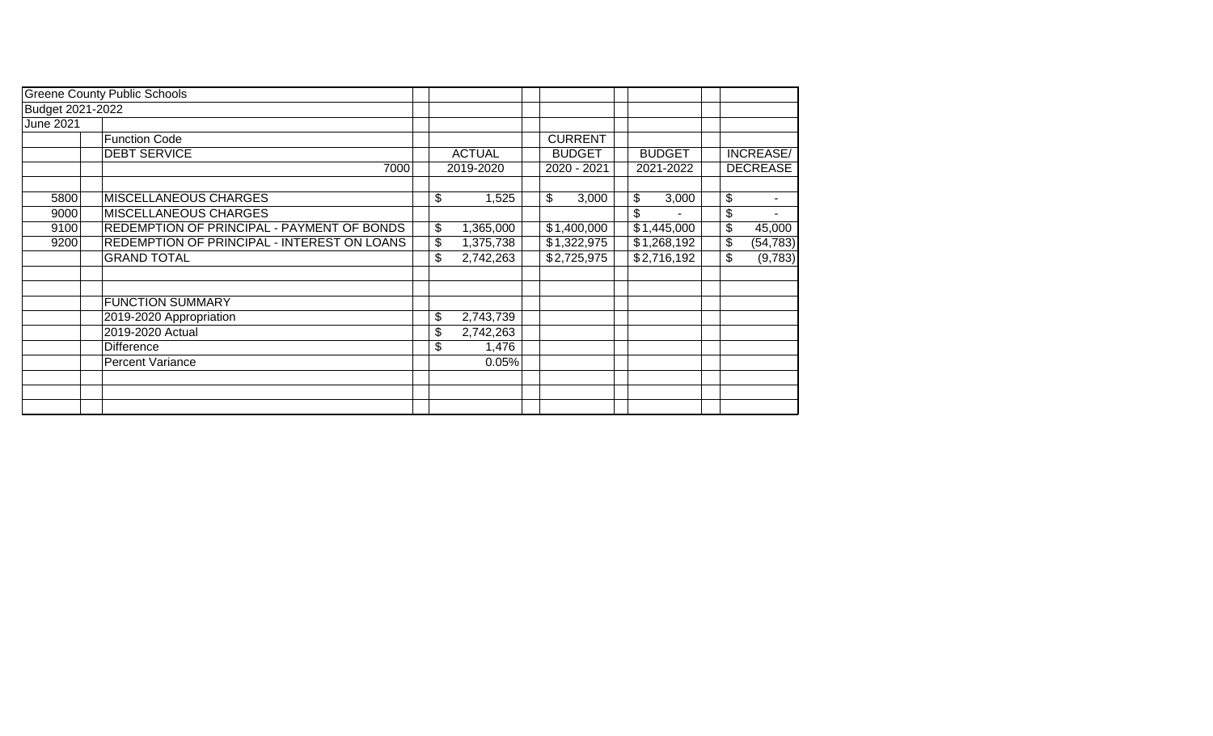| | | | | | |
|---|---|---|---|---|---|
| Greene County Public Schools | | | | | |
| Budget 2021-2022 | | | | | |
| June 2021 | | | | | |
| | Function Code | | CURRENT | | |
| | DEBT SERVICE | ACTUAL | BUDGET | BUDGET | INCREASE/ |
| | 7000 | 2019-2020 | 2020 - 2021 | 2021-2022 | DECREASE |
| 5800 | MISCELLANEOUS CHARGES | $ 1,525 | $ 3,000 | $ 3,000 | $ - |
| 9000 | MISCELLANEOUS CHARGES | | | $ - | $ - |
| 9100 | REDEMPTION OF PRINCIPAL - PAYMENT OF BONDS | $ 1,365,000 | $1,400,000 | $1,445,000 | $ 45,000 |
| 9200 | REDEMPTION OF PRINCIPAL - INTEREST ON LOANS | $ 1,375,738 | $1,322,975 | $1,268,192 | $ (54,783) |
| | GRAND TOTAL | $ 2,742,263 | $2,725,975 | $2,716,192 | $ (9,783) |
| | | | | | |
| | FUNCTION SUMMARY | | | | |
| | 2019-2020 Appropriation | $ 2,743,739 | | | |
| | 2019-2020 Actual | $ 2,742,263 | | | |
| | Difference | $ 1,476 | | | |
| | Percent Variance | 0.05% | | | |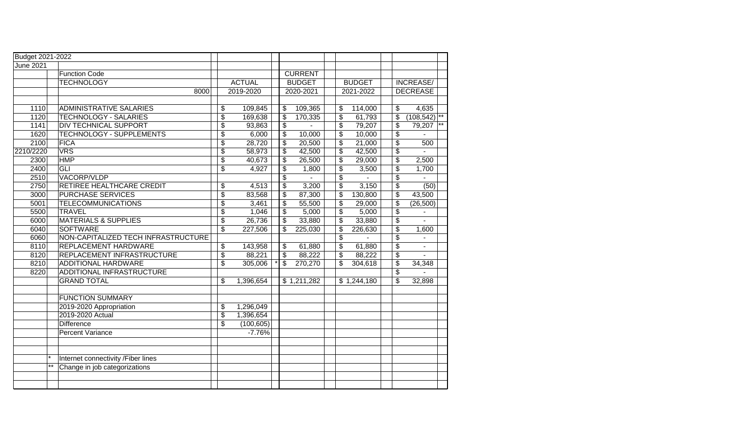| Budget 2021-2022 | | | | | | |
|---|---|---|---|---|---|---|
| June 2021 | | | | | | |
| | | Function Code | | CURRENT | | |
| | | TECHNOLOGY | ACTUAL | BUDGET | BUDGET | INCREASE/ |
| | | 8000 | 2019-2020 | 2020-2021 | 2021-2022 | DECREASE |
| | | | | | | |
| 1110 | | ADMINISTRATIVE SALARIES | $ 109,845 | $ 109,365 | $ 114,000 | $ 4,635 |
| 1120 | | TECHNOLOGY - SALARIES | $ 169,638 | $ 170,335 | $ 61,793 | $ (108,542) ** |
| 1141 | | DIV TECHNICAL SUPPORT | $ 93,863 | $ - | $ 79,207 | $ 79,207 ** |
| 1620 | | TECHNOLOGY - SUPPLEMENTS | $ 6,000 | $ 10,000 | $ 10,000 | $ - |
| 2100 | | FICA | $ 28,720 | $ 20,500 | $ 21,000 | $ 500 |
| 2210/2220 | | VRS | $ 58,973 | $ 42,500 | $ 42,500 | $ - |
| 2300 | | HMP | $ 40,673 | $ 26,500 | $ 29,000 | $ 2,500 |
| 2400 | | GLI | $ 4,927 | $ 1,800 | $ 3,500 | $ 1,700 |
| 2510 | | VACORP/VLDP | | $ - | $ - | $ - |
| 2750 | | RETIREE HEALTHCARE CREDIT | $ 4,513 | $ 3,200 | $ 3,150 | $ (50) |
| 3000 | | PURCHASE SERVICES | $ 83,568 | $ 87,300 | $ 130,800 | $ 43,500 |
| 5001 | | TELECOMMUNICATIONS | $ 3,461 | $ 55,500 | $ 29,000 | $ (26,500) |
| 5500 | | TRAVEL | $ 1,046 | $ 5,000 | $ 5,000 | $ - |
| 6000 | | MATERIALS & SUPPLIES | $ 26,736 | $ 33,880 | $ 33,880 | $ - |
| 6040 | | SOFTWARE | $ 227,506 | $ 225,030 | $ 226,630 | $ 1,600 |
| 6060 | | NON-CAPITALIZED TECH INFRASTRUCTURE | | | $ - | $ - |
| 8110 | | REPLACEMENT HARDWARE | $ 143,958 | $ 61,880 | $ 61,880 | $ - |
| 8120 | | REPLACEMENT INFRASTRUCTURE | $ 88,221 | $ 88,222 | $ 88,222 | $ - |
| 8210 | | ADDITIONAL HARDWARE | $ 305,006 * | $ 270,270 | $ 304,618 | $ 34,348 |
| 8220 | | ADDITIONAL INFRASTRUCTURE | | | | $ - |
| | | GRAND TOTAL | $ 1,396,654 | $ 1,211,282 | $ 1,244,180 | $ 32,898 |
| | | | | | | |
| | | FUNCTION SUMMARY | | | | |
| | | 2019-2020 Appropriation | $ 1,296,049 | | | |
| | | 2019-2020 Actual | $ 1,396,654 | | | |
| | | Difference | $ (100,605) | | | |
| | | Percent Variance | -7.76% | | | |
| | | | | | | |
| | * | Internet connectivity /Fiber lines | | | | |
| | ** | Change in job categorizations | | | | |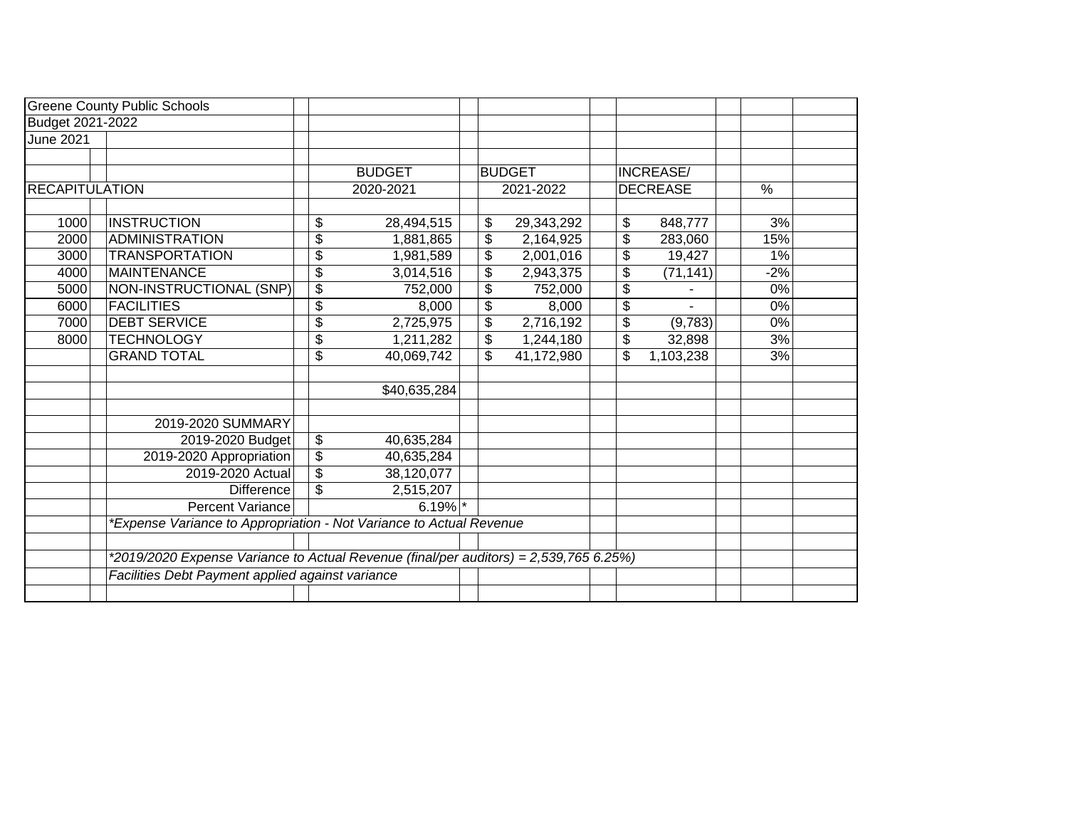Greene County Public Schools

Budget 2021-2022

June 2021

| RECAPITULATION | | BUDGET 2020-2021 | BUDGET 2021-2022 | INCREASE/ DECREASE | % |
|---|---|---|---|---|---|
| 1000 | INSTRUCTION | $ 28,494,515 | $ 29,343,292 | $ 848,777 | 3% |
| 2000 | ADMINISTRATION | $ 1,881,865 | $ 2,164,925 | $ 283,060 | 15% |
| 3000 | TRANSPORTATION | $ 1,981,589 | $ 2,001,016 | $ 19,427 | 1% |
| 4000 | MAINTENANCE | $ 3,014,516 | $ 2,943,375 | $ (71,141) | -2% |
| 5000 | NON-INSTRUCTIONAL (SNP) | $ 752,000 | $ 752,000 | $ - | 0% |
| 6000 | FACILITIES | $ 8,000 | $ 8,000 | $ - | 0% |
| 7000 | DEBT SERVICE | $ 2,725,975 | $ 2,716,192 | $ (9,783) | 0% |
| 8000 | TECHNOLOGY | $ 1,211,282 | $ 1,244,180 | $ 32,898 | 3% |
| | GRAND TOTAL | $ 40,069,742 | $ 41,172,980 | $ 1,103,238 | 3% |
| | | | | | |
| | | $40,635,284 | | | |

| 2019-2020 SUMMARY | |
|---|---|
| 2019-2020 Budget | $ 40,635,284 |
| 2019-2020 Appropriation | $ 40,635,284 |
| 2019-2020 Actual | $ 38,120,077 |
| Difference | $ 2,515,207 |
| Percent Variance | 6.19% * |

*\*Expense Variance to Appropriation - Not Variance to Actual Revenue*

*\*2019/2020 Expense Variance to Actual Revenue (final/per auditors) = 2,539,765 6.25%)*

*Facilities Debt Payment applied against variance*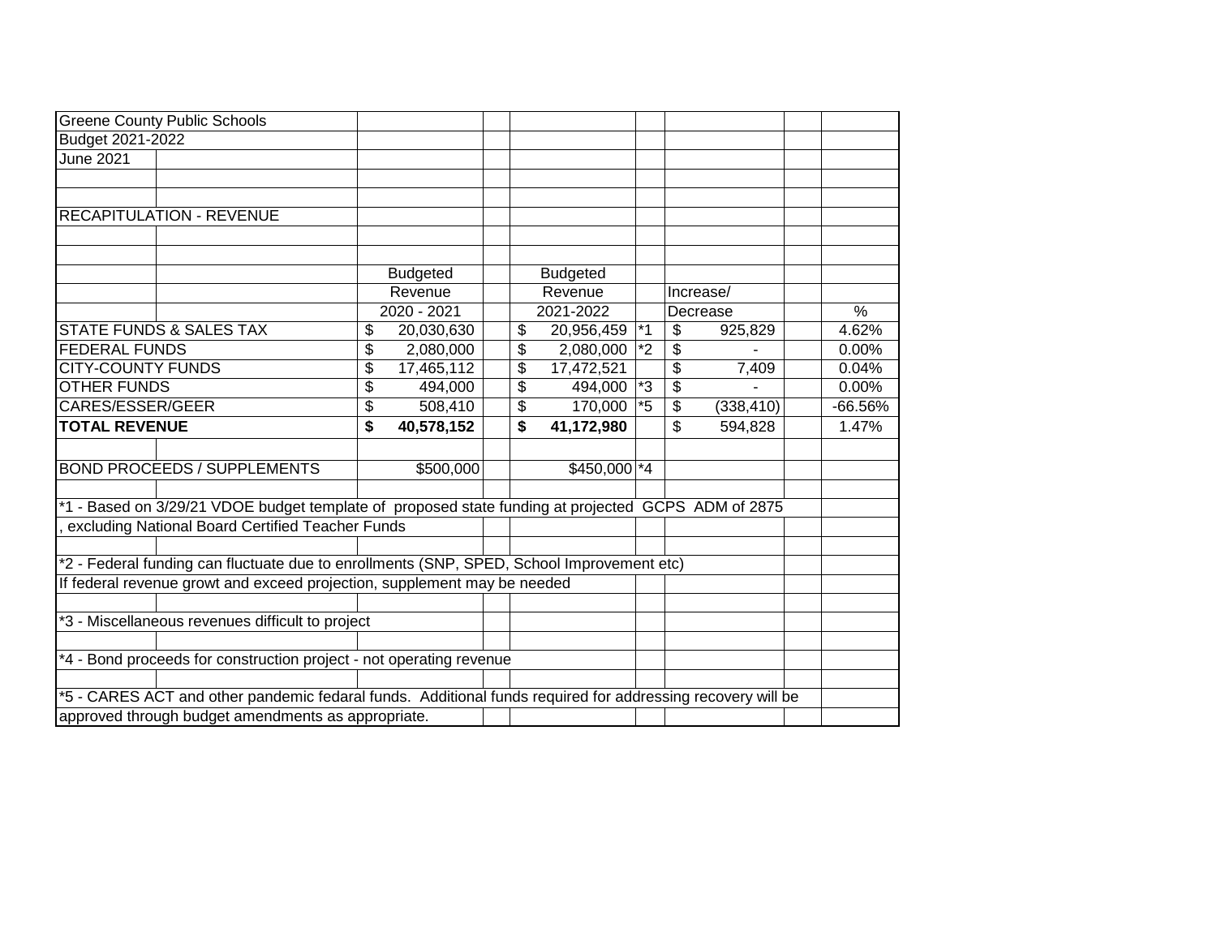Greene County Public Schools

Budget 2021-2022

June 2021

RECAPITULATION - REVENUE

| | Budgeted Revenue 2020 - 2021 | Budgeted Revenue 2021-2022 | | Increase/ Decrease | % |
|---|---|---|---|---|---|
| STATE FUNDS & SALES TAX | $ 20,030,630 | $ 20,956,459 | *1 | $ 925,829 | 4.62% |
| FEDERAL FUNDS | $ 2,080,000 | $ 2,080,000 | *2 | $ - | 0.00% |
| CITY-COUNTY FUNDS | $ 17,465,112 | $ 17,472,521 | | $ 7,409 | 0.04% |
| OTHER FUNDS | $ 494,000 | $ 494,000 | *3 | $ - | 0.00% |
| CARES/ESSER/GEER | $ 508,410 | $ 170,000 | *5 | $ (338,410) | -66.56% |
| **TOTAL REVENUE** | **$ 40,578,152** | **$ 41,172,980** | | $ 594,828 | 1.47% |
| | | | | | |
| BOND PROCEEDS / SUPPLEMENTS | $500,000 | $450,000 | *4 | | |

*1 - Based on 3/29/21 VDOE budget template of proposed state funding at projected GCPS ADM of 2875, excluding National Board Certified Teacher Funds

*2 - Federal funding can fluctuate due to enrollments (SNP, SPED, School Improvement etc)
If federal revenue growt and exceed projection, supplement may be needed

*3 - Miscellaneous revenues difficult to project

*4 - Bond proceeds for construction project - not operating revenue

*5 - CARES ACT and other pandemic fedaral funds. Additional funds required for addressing recovery will be approved through budget amendments as appropriate.